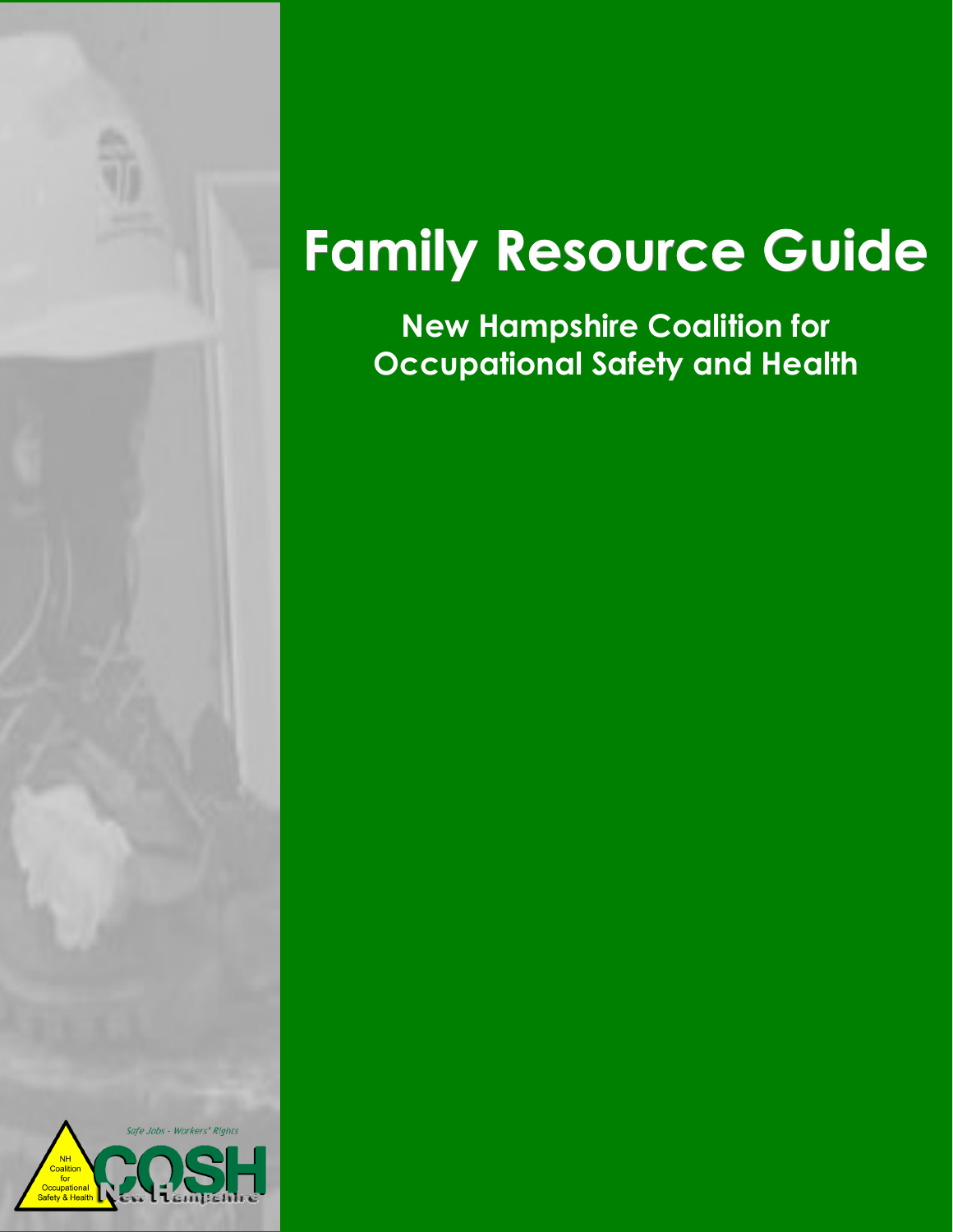# Family Resource Guide

## New Hampshire Coalition for Occupational Safety and Health

*Safe Jobs - Workers' Rights*

NH Coalition for Occupational Safety & Health

COSH New Hampshire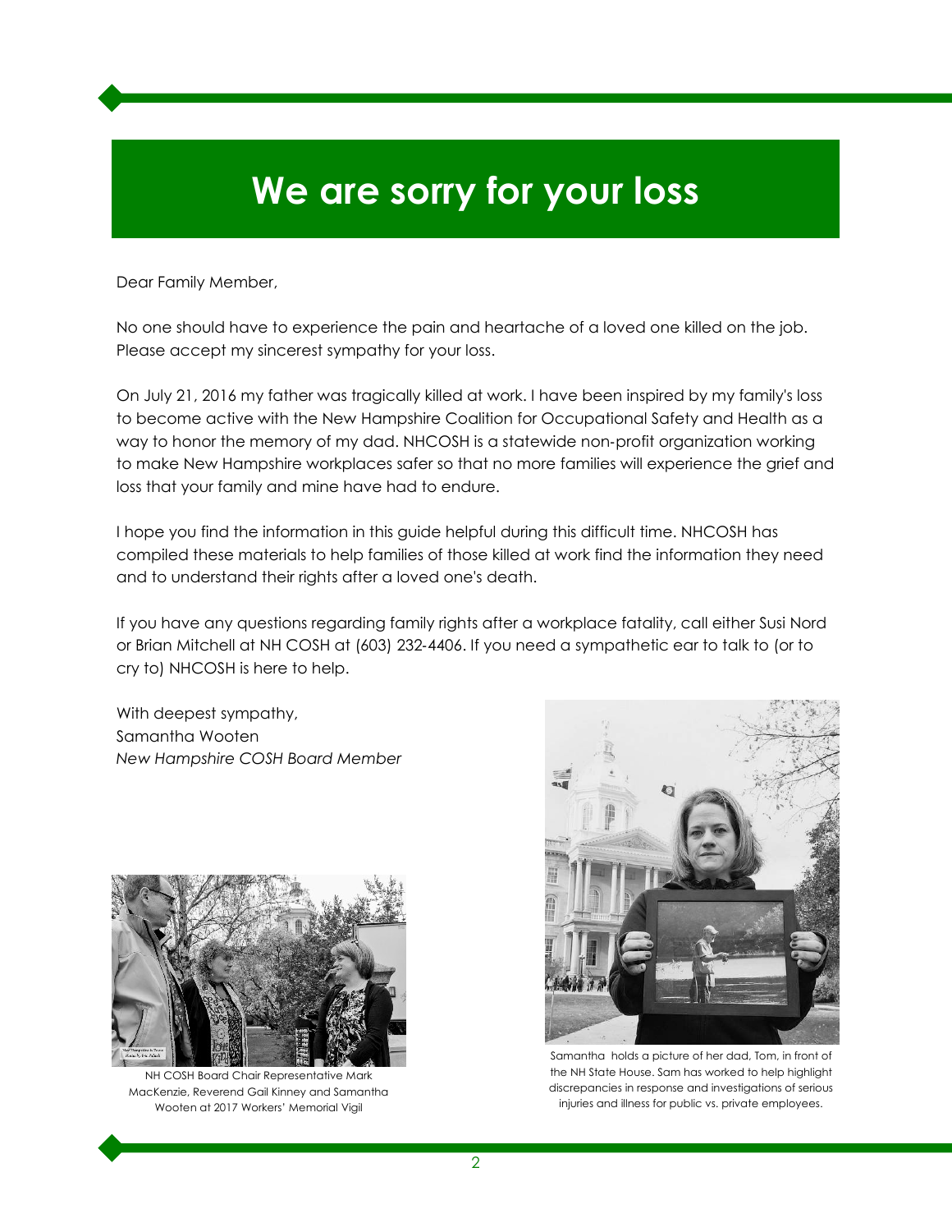# We are sorry for your loss

Dear Family Member,

No one should have to experience the pain and heartache of a loved one killed on the job. Please accept my sincerest sympathy for your loss.

On July 21, 2016 my father was tragically killed at work. I have been inspired by my family's loss to become active with the New Hampshire Coalition for Occupational Safety and Health as a way to honor the memory of my dad. NHCOSH is a statewide non-profit organization working to make New Hampshire workplaces safer so that no more families will experience the grief and loss that your family and mine have had to endure.

I hope you find the information in this guide helpful during this difficult time. NHCOSH has compiled these materials to help families of those killed at work find the information they need and to understand their rights after a loved one's death.

If you have any questions regarding family rights after a workplace fatality, call either Susi Nord or Brian Mitchell at NH COSH at (603) 232-4406. If you need a sympathetic ear to talk to (or to cry to) NHCOSH is here to help.

With deepest sympathy,
Samantha Wooten
*New Hampshire COSH Board Member*

NH COSH Board Chair Representative Mark MacKenzie, Reverend Gail Kinney and Samantha Wooten at 2017 Workers' Memorial Vigil

Samantha holds a picture of her dad, Tom, in front of the NH State House. Sam has worked to help highlight discrepancies in response and investigations of serious injuries and illness for public vs. private employees.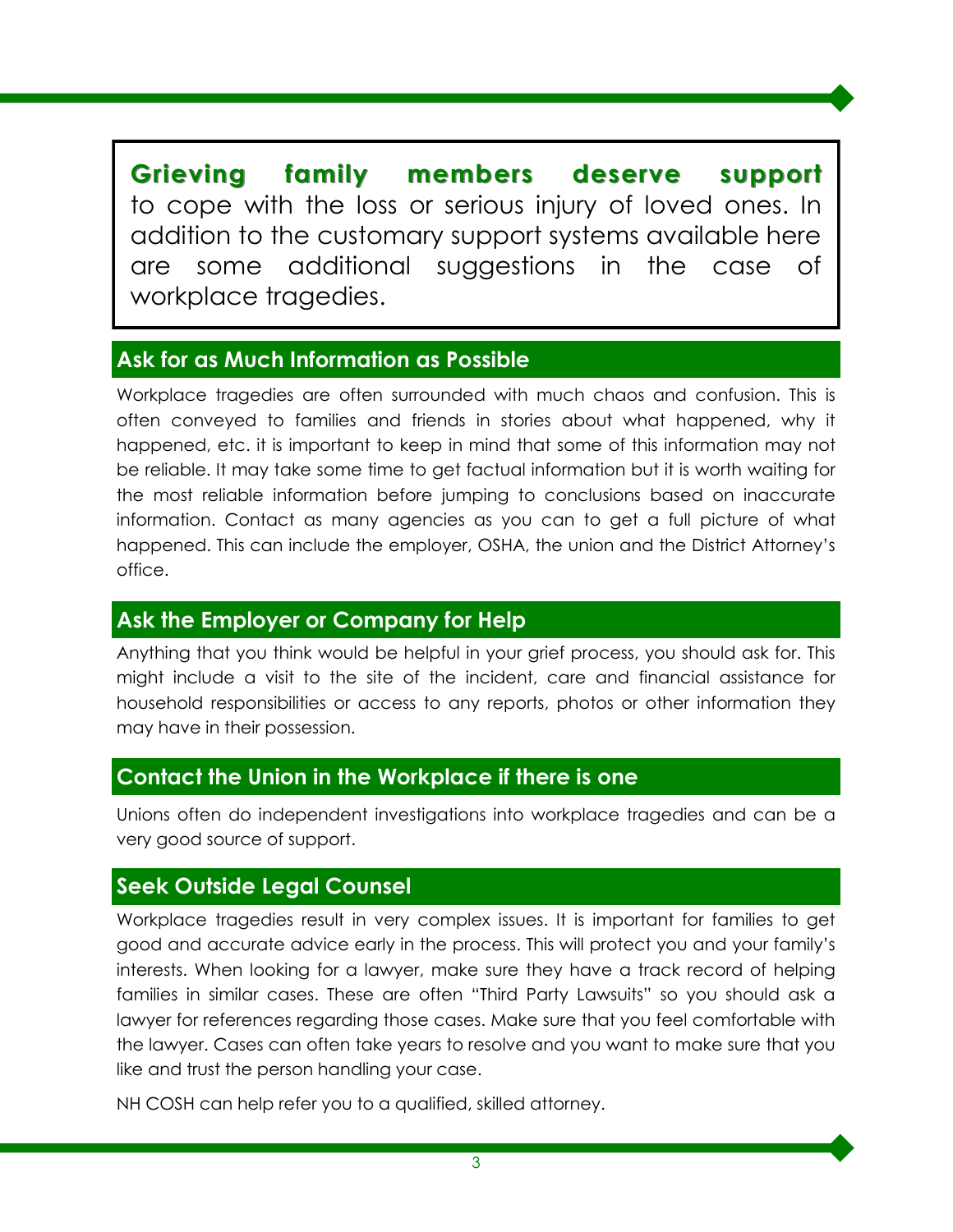**Grieving family members deserve support** to cope with the loss or serious injury of loved ones. In addition to the customary support systems available here are some additional suggestions in the case of workplace tragedies.

## Ask for as Much Information as Possible

Workplace tragedies are often surrounded with much chaos and confusion. This is often conveyed to families and friends in stories about what happened, why it happened, etc. it is important to keep in mind that some of this information may not be reliable. It may take some time to get factual information but it is worth waiting for the most reliable information before jumping to conclusions based on inaccurate information. Contact as many agencies as you can to get a full picture of what happened. This can include the employer, OSHA, the union and the District Attorney's office.

## Ask the Employer or Company for Help

Anything that you think would be helpful in your grief process, you should ask for. This might include a visit to the site of the incident, care and financial assistance for household responsibilities or access to any reports, photos or other information they may have in their possession.

## Contact the Union in the Workplace if there is one

Unions often do independent investigations into workplace tragedies and can be a very good source of support.

## Seek Outside Legal Counsel

Workplace tragedies result in very complex issues. It is important for families to get good and accurate advice early in the process. This will protect you and your family's interests. When looking for a lawyer, make sure they have a track record of helping families in similar cases. These are often "Third Party Lawsuits" so you should ask a lawyer for references regarding those cases. Make sure that you feel comfortable with the lawyer. Cases can often take years to resolve and you want to make sure that you like and trust the person handling your case.

NH COSH can help refer you to a qualified, skilled attorney.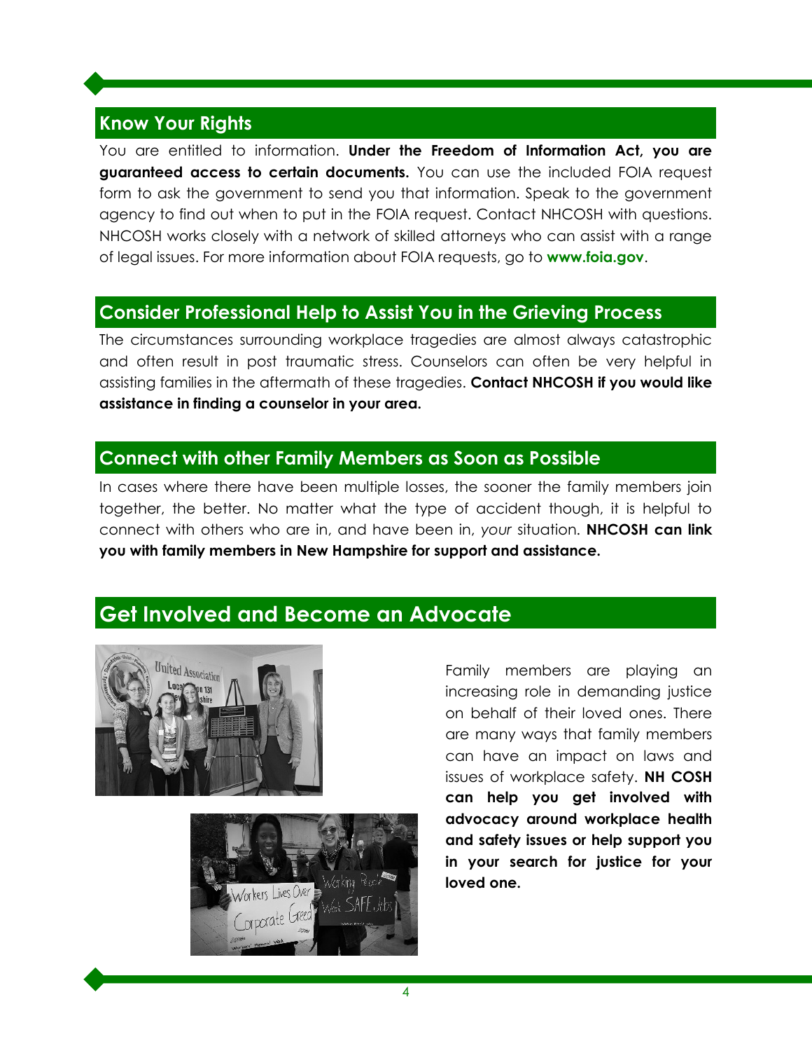## Know Your Rights

You are entitled to information. **Under the Freedom of Information Act, you are guaranteed access to certain documents.** You can use the included FOIA request form to ask the government to send you that information. Speak to the government agency to find out when to put in the FOIA request. Contact NHCOSH with questions. NHCOSH works closely with a network of skilled attorneys who can assist with a range of legal issues. For more information about FOIA requests, go to **www.foia.gov**.

## Consider Professional Help to Assist You in the Grieving Process

The circumstances surrounding workplace tragedies are almost always catastrophic and often result in post traumatic stress. Counselors can often be very helpful in assisting families in the aftermath of these tragedies. **Contact NHCOSH if you would like assistance in finding a counselor in your area.**

## Connect with other Family Members as Soon as Possible

In cases where there have been multiple losses, the sooner the family members join together, the better. No matter what the type of accident though, it is helpful to connect with others who are in, and have been in, *your* situation. **NHCOSH can link you with family members in New Hampshire for support and assistance.**

## Get Involved and Become an Advocate

Family members are playing an increasing role in demanding justice on behalf of their loved ones. There are many ways that family members can have an impact on laws and issues of workplace safety. **NH COSH can help you get involved with advocacy around workplace health and safety issues or help support you in your search for justice for your loved one.**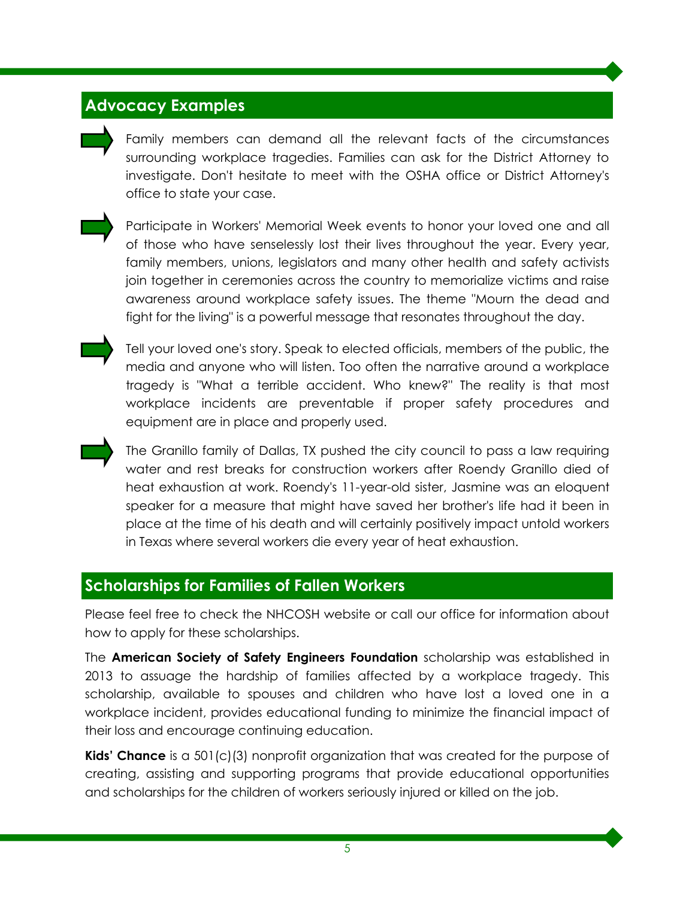## Advocacy Examples

- Family members can demand all the relevant facts of the circumstances surrounding workplace tragedies. Families can ask for the District Attorney to investigate. Don't hesitate to meet with the OSHA office or District Attorney's office to state your case.

- Participate in Workers' Memorial Week events to honor your loved one and all of those who have senselessly lost their lives throughout the year. Every year, family members, unions, legislators and many other health and safety activists join together in ceremonies across the country to memorialize victims and raise awareness around workplace safety issues. The theme "Mourn the dead and fight for the living" is a powerful message that resonates throughout the day.

- Tell your loved one's story. Speak to elected officials, members of the public, the media and anyone who will listen. Too often the narrative around a workplace tragedy is "What a terrible accident. Who knew?" The reality is that most workplace incidents are preventable if proper safety procedures and equipment are in place and properly used.

- The Granillo family of Dallas, TX pushed the city council to pass a law requiring water and rest breaks for construction workers after Roendy Granillo died of heat exhaustion at work. Roendy's 11-year-old sister, Jasmine was an eloquent speaker for a measure that might have saved her brother's life had it been in place at the time of his death and will certainly positively impact untold workers in Texas where several workers die every year of heat exhaustion.

## Scholarships for Families of Fallen Workers

Please feel free to check the NHCOSH website or call our office for information about how to apply for these scholarships.

The **American Society of Safety Engineers Foundation** scholarship was established in 2013 to assuage the hardship of families affected by a workplace tragedy. This scholarship, available to spouses and children who have lost a loved one in a workplace incident, provides educational funding to minimize the financial impact of their loss and encourage continuing education.

**Kids' Chance** is a 501(c)(3) nonprofit organization that was created for the purpose of creating, assisting and supporting programs that provide educational opportunities and scholarships for the children of workers seriously injured or killed on the job.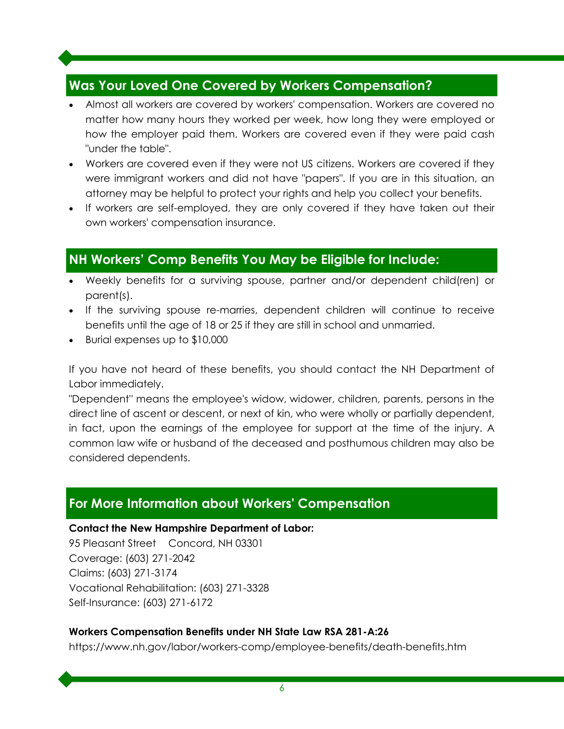## Was Your Loved One Covered by Workers Compensation?

- Almost all workers are covered by workers' compensation. Workers are covered no matter how many hours they worked per week, how long they were employed or how the employer paid them. Workers are covered even if they were paid cash "under the table".
- Workers are covered even if they were not US citizens. Workers are covered if they were immigrant workers and did not have "papers". If you are in this situation, an attorney may be helpful to protect your rights and help you collect your benefits.
- If workers are self-employed, they are only covered if they have taken out their own workers' compensation insurance.

## NH Workers' Comp Benefits You May be Eligible for Include:

- Weekly benefits for a surviving spouse, partner and/or dependent child(ren) or parent(s).
- If the surviving spouse re-marries, dependent children will continue to receive benefits until the age of 18 or 25 if they are still in school and unmarried.
- Burial expenses up to $10,000

If you have not heard of these benefits, you should contact the NH Department of Labor immediately.

"Dependent" means the employee's widow, widower, children, parents, persons in the direct line of ascent or descent, or next of kin, who were wholly or partially dependent, in fact, upon the earnings of the employee for support at the time of the injury. A common law wife or husband of the deceased and posthumous children may also be considered dependents.

## For More Information about Workers' Compensation

**Contact the New Hampshire Department of Labor:**

95 Pleasant Street Concord, NH 03301
Coverage: (603) 271-2042
Claims: (603) 271-3174
Vocational Rehabilitation: (603) 271-3328
Self-Insurance: (603) 271-6172

**Workers Compensation Benefits under NH State Law RSA 281-A:26**

https://www.nh.gov/labor/workers-comp/employee-benefits/death-benefits.htm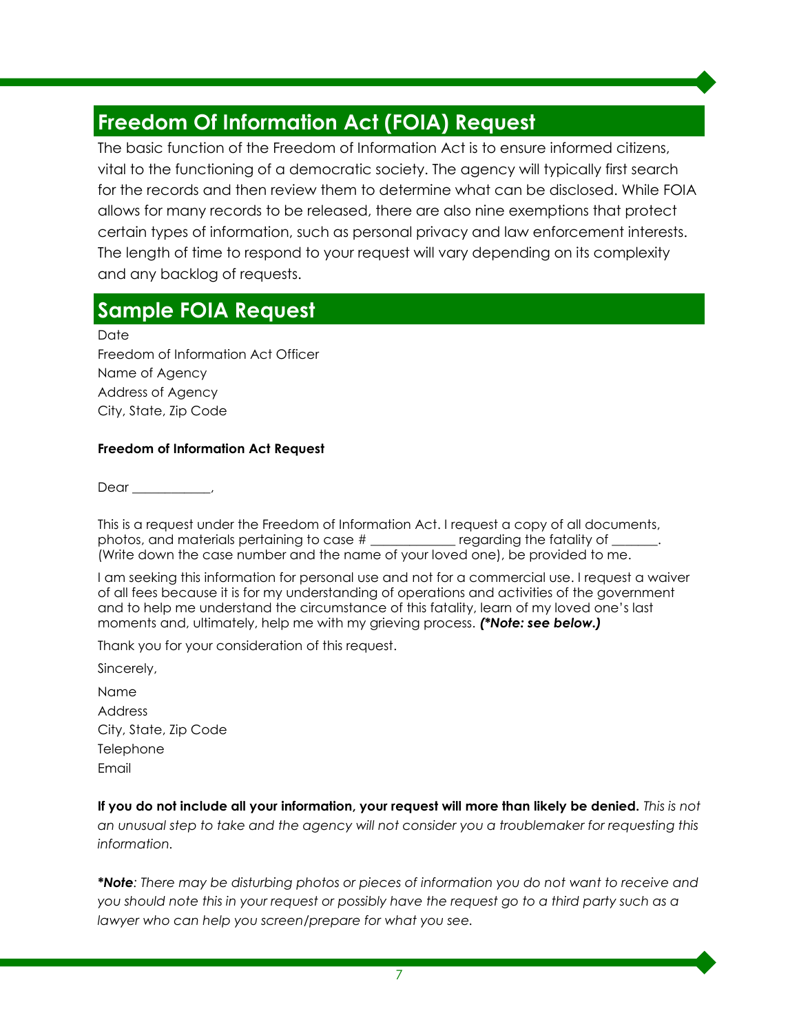## Freedom Of Information Act (FOIA) Request

The basic function of the Freedom of Information Act is to ensure informed citizens, vital to the functioning of a democratic society. The agency will typically first search for the records and then review them to determine what can be disclosed. While FOIA allows for many records to be released, there are also nine exemptions that protect certain types of information, such as personal privacy and law enforcement interests. The length of time to respond to your request will vary depending on its complexity and any backlog of requests.

## Sample FOIA Request

Date
Freedom of Information Act Officer
Name of Agency
Address of Agency
City, State, Zip Code

**Freedom of Information Act Request**

Dear ____________,

This is a request under the Freedom of Information Act. I request a copy of all documents, photos, and materials pertaining to case # _____________ regarding the fatality of _______. (Write down the case number and the name of your loved one), be provided to me.

I am seeking this information for personal use and not for a commercial use. I request a waiver of all fees because it is for my understanding of operations and activities of the government and to help me understand the circumstance of this fatality, learn of my loved one's last moments and, ultimately, help me with my grieving process. ***(*Note: see below.)***

Thank you for your consideration of this request.

Sincerely,

Name
Address
City, State, Zip Code
Telephone
Email

**If you do not include all your information, your request will more than likely be denied.** *This is not an unusual step to take and the agency will not consider you a troublemaker for requesting this information.*

***Note**: There may be disturbing photos or pieces of information you do not want to receive and you should note this in your request or possibly have the request go to a third party such as a lawyer who can help you screen/prepare for what you see.*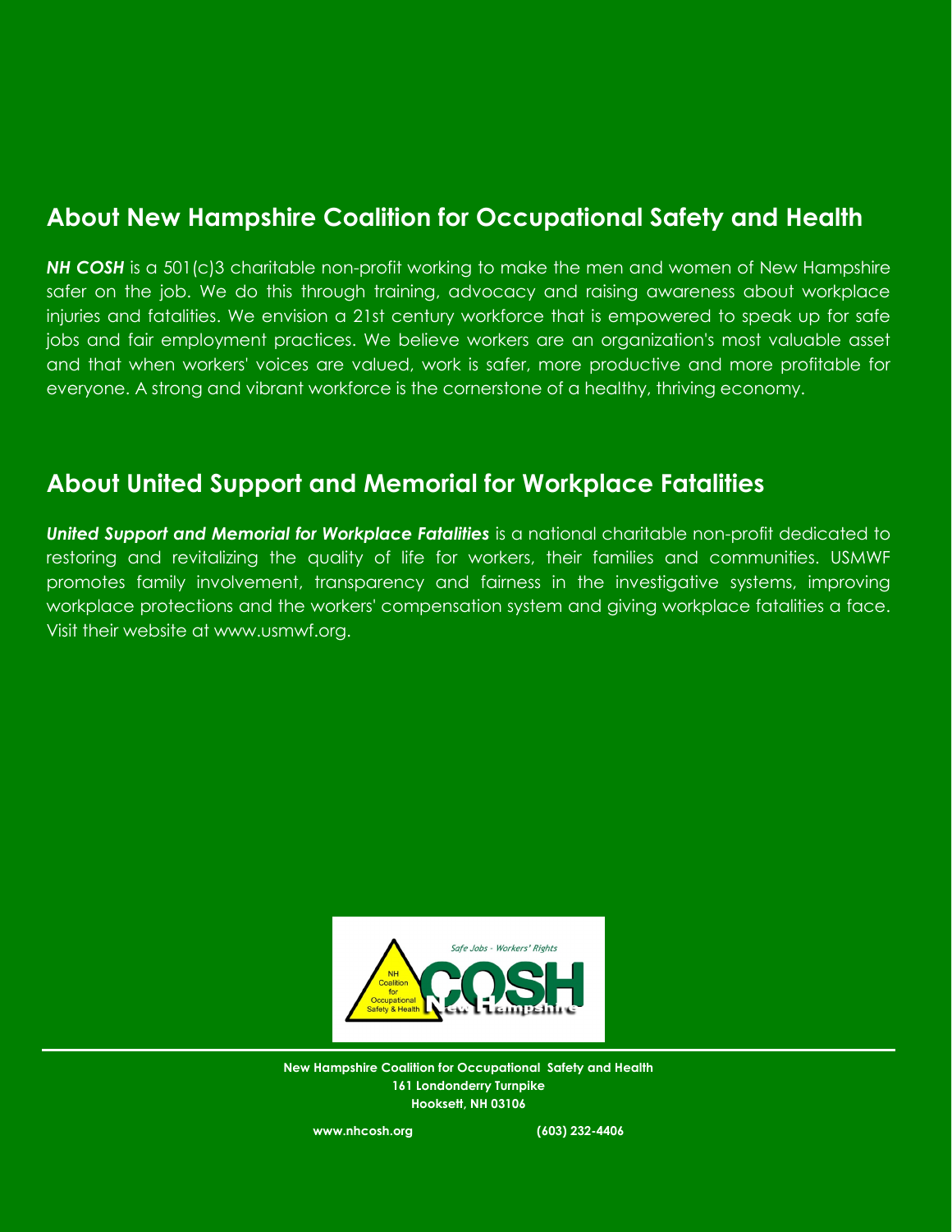## About New Hampshire Coalition for Occupational Safety and Health

***NH COSH*** is a 501(c)3 charitable non-profit working to make the men and women of New Hampshire safer on the job. We do this through training, advocacy and raising awareness about workplace injuries and fatalities. We envision a 21st century workforce that is empowered to speak up for safe jobs and fair employment practices. We believe workers are an organization's most valuable asset and that when workers' voices are valued, work is safer, more productive and more profitable for everyone. A strong and vibrant workforce is the cornerstone of a healthy, thriving economy.

## About United Support and Memorial for Workplace Fatalities

***United Support and Memorial for Workplace Fatalities*** is a national charitable non-profit dedicated to restoring and revitalizing the quality of life for workers, their families and communities. USMWF promotes family involvement, transparency and fairness in the investigative systems, improving workplace protections and the workers' compensation system and giving workplace fatalities a face. Visit their website at www.usmwf.org.

Safe Jobs - Workers' Rights

NH Coalition for Occupational Safety & Health

COSH New Hampshire

**New Hampshire Coalition for Occupational Safety and Health**
**161 Londonderry Turnpike**
**Hooksett, NH 03106**

**www.nhcosh.org** **(603) 232-4406**